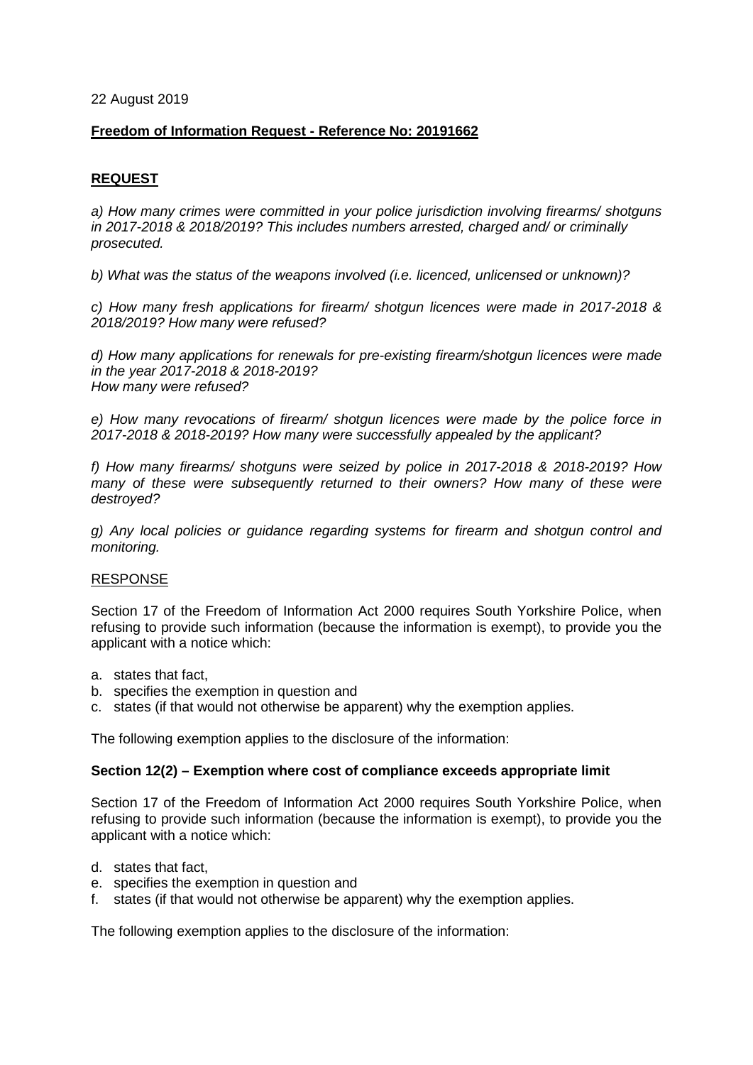22 August 2019

**Freedom of Information Request - Reference No: 20191662**

**REQUEST**

*a) How many crimes were committed in your police jurisdiction involving firearms/ shotguns in 2017-2018 & 2018/2019? This includes numbers arrested, charged and/ or criminally prosecuted.*

*b) What was the status of the weapons involved (i.e. licenced, unlicensed or unknown)?*

*c) How many fresh applications for firearm/ shotgun licences were made in 2017-2018 & 2018/2019? How many were refused?*

*d) How many applications for renewals for pre-existing firearm/shotgun licences were made in the year 2017-2018 & 2018-2019?*
*How many were refused?*

*e) How many revocations of firearm/ shotgun licences were made by the police force in 2017-2018 & 2018-2019? How many were successfully appealed by the applicant?*

*f) How many firearms/ shotguns were seized by police in 2017-2018 & 2018-2019? How many of these were subsequently returned to their owners? How many of these were destroyed?*

*g) Any local policies or guidance regarding systems for firearm and shotgun control and monitoring.*

RESPONSE

Section 17 of the Freedom of Information Act 2000 requires South Yorkshire Police, when refusing to provide such information (because the information is exempt), to provide you the applicant with a notice which:

a. states that fact,
b. specifies the exemption in question and
c. states (if that would not otherwise be apparent) why the exemption applies.

The following exemption applies to the disclosure of the information:

**Section 12(2) – Exemption where cost of compliance exceeds appropriate limit**

Section 17 of the Freedom of Information Act 2000 requires South Yorkshire Police, when refusing to provide such information (because the information is exempt), to provide you the applicant with a notice which:

d. states that fact,
e. specifies the exemption in question and
f. states (if that would not otherwise be apparent) why the exemption applies.

The following exemption applies to the disclosure of the information: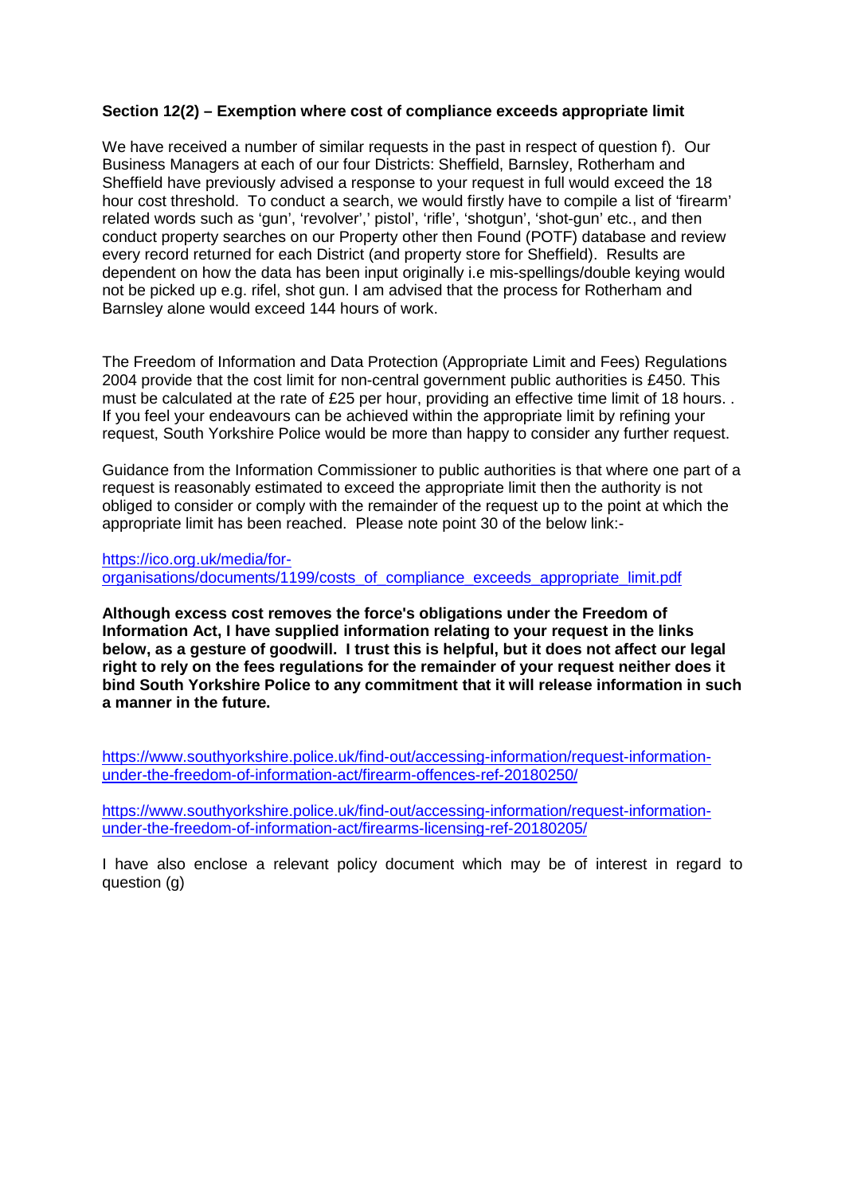**Section 12(2) – Exemption where cost of compliance exceeds appropriate limit**

We have received a number of similar requests in the past in respect of question f). Our Business Managers at each of our four Districts: Sheffield, Barnsley, Rotherham and Sheffield have previously advised a response to your request in full would exceed the 18 hour cost threshold. To conduct a search, we would firstly have to compile a list of 'firearm' related words such as 'gun', 'revolver',' pistol', 'rifle', 'shotgun', 'shot-gun' etc., and then conduct property searches on our Property other then Found (POTF) database and review every record returned for each District (and property store for Sheffield). Results are dependent on how the data has been input originally i.e mis-spellings/double keying would not be picked up e.g. rifel, shot gun. I am advised that the process for Rotherham and Barnsley alone would exceed 144 hours of work.

The Freedom of Information and Data Protection (Appropriate Limit and Fees) Regulations 2004 provide that the cost limit for non-central government public authorities is £450. This must be calculated at the rate of £25 per hour, providing an effective time limit of 18 hours. . If you feel your endeavours can be achieved within the appropriate limit by refining your request, South Yorkshire Police would be more than happy to consider any further request.

Guidance from the Information Commissioner to public authorities is that where one part of a request is reasonably estimated to exceed the appropriate limit then the authority is not obliged to consider or comply with the remainder of the request up to the point at which the appropriate limit has been reached. Please note point 30 of the below link:-

https://ico.org.uk/media/for-organisations/documents/1199/costs_of_compliance_exceeds_appropriate_limit.pdf

**Although excess cost removes the force's obligations under the Freedom of Information Act, I have supplied information relating to your request in the links below, as a gesture of goodwill. I trust this is helpful, but it does not affect our legal right to rely on the fees regulations for the remainder of your request neither does it bind South Yorkshire Police to any commitment that it will release information in such a manner in the future.**

https://www.southyorkshire.police.uk/find-out/accessing-information/request-information-under-the-freedom-of-information-act/firearm-offences-ref-20180250/

https://www.southyorkshire.police.uk/find-out/accessing-information/request-information-under-the-freedom-of-information-act/firearms-licensing-ref-20180205/

I have also enclose a relevant policy document which may be of interest in regard to question (g)